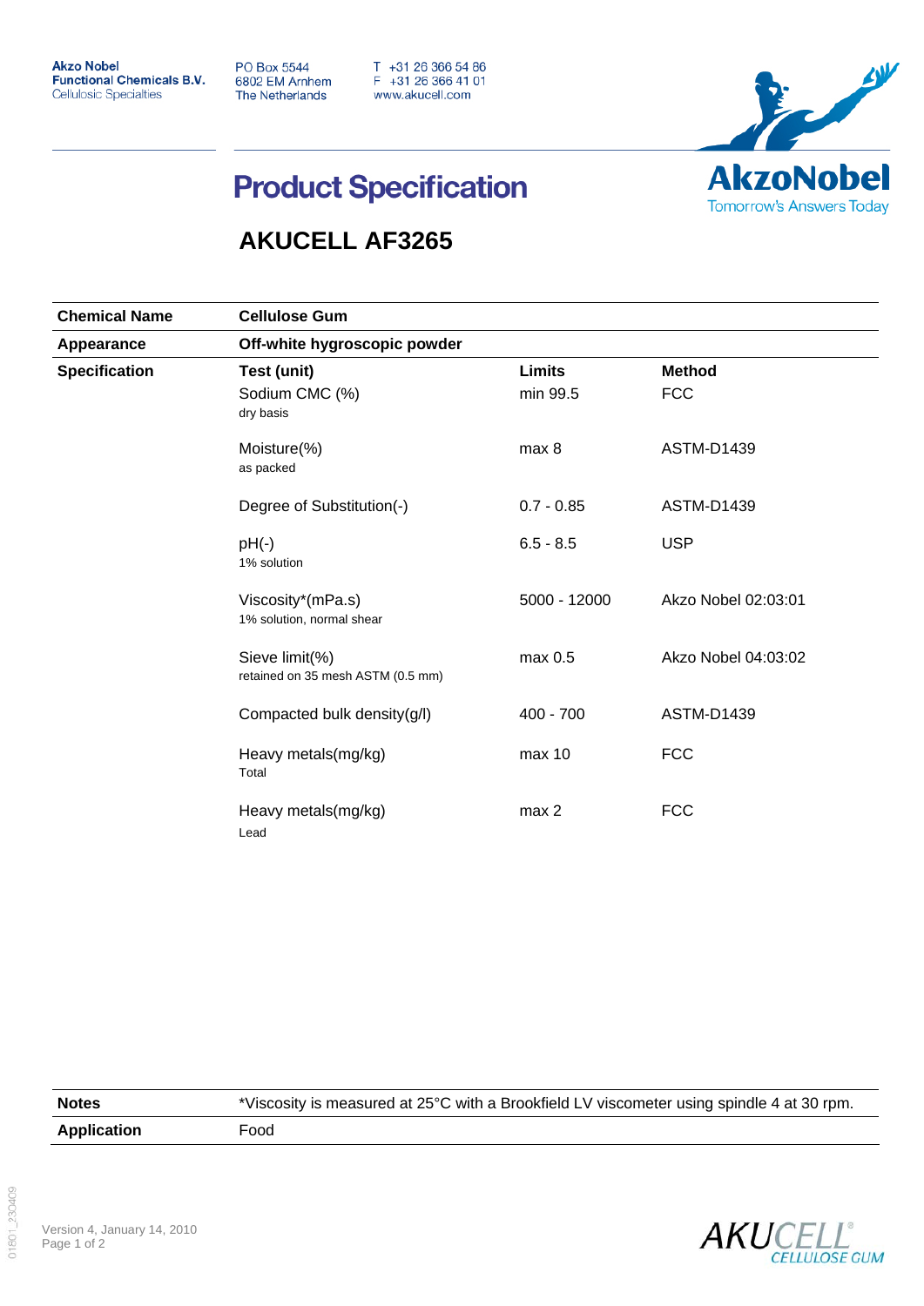Akzo Nobel
**Functional Chemicals B.V.**
Cellulosic Specialties

PO Box 5544
6802 EM Arnhem
The Netherlands

T +31 26 366 54 86
F +31 26 366 41 01
www.akucell.com

AkzoNobel
Tomorrow's Answers Today

# Product Specification

## AKUCELL AF3265

| | | | |
|---|---|---|---|
| **Chemical Name** | **Cellulose Gum** | | |
| **Appearance** | **Off-white hygroscopic powder** | | |
| **Specification** | **Test (unit)** | **Limits** | **Method** |
| | Sodium CMC (%) dry basis | min 99.5 | FCC |
| | Moisture(%) as packed | max 8 | ASTM-D1439 |
| | Degree of Substitution(-) | 0.7 - 0.85 | ASTM-D1439 |
| | pH(-) 1% solution | 6.5 - 8.5 | USP |
| | Viscosity*(mPa.s) 1% solution, normal shear | 5000 - 12000 | Akzo Nobel 02:03:01 |
| | Sieve limit(%) retained on 35 mesh ASTM (0.5 mm) | max 0.5 | Akzo Nobel 04:03:02 |
| | Compacted bulk density(g/l) | 400 - 700 | ASTM-D1439 |
| | Heavy metals(mg/kg) Total | max 10 | FCC |
| | Heavy metals(mg/kg) Lead | max 2 | FCC |

| | |
|---|---|
| **Notes** | *Viscosity is measured at 25°C with a Brookfield LV viscometer using spindle 4 at 30 rpm. |
| **Application** | Food |

Version 4, January 14, 2010

01801_230409

AKUCELL® CELLULOSE GUM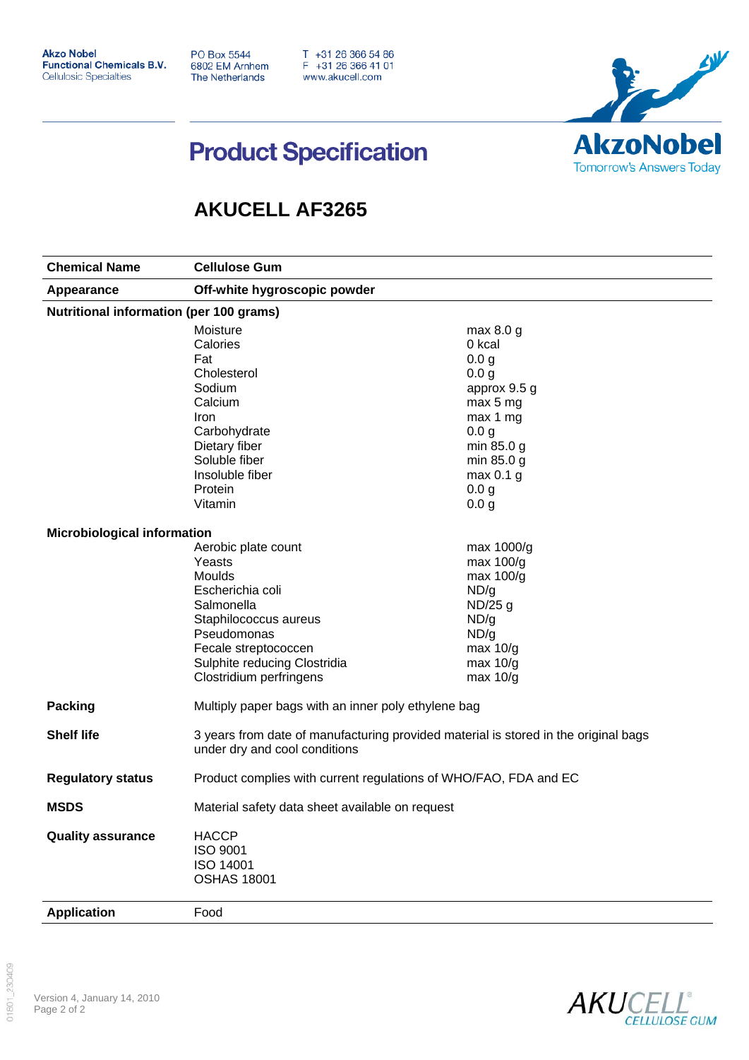Akzo Nobel
**Functional Chemicals B.V.**
Cellulosic Specialties

PO Box 5544
6802 EM Arnhem
The Netherlands

T +31 26 366 54 86
F +31 26 366 41 01
www.akucell.com

AkzoNobel
Tomorrow's Answers Today

# Product Specification

## AKUCELL AF3265

| | | |
|---|---|---|
| **Chemical Name** | **Cellulose Gum** | |
| **Appearance** | **Off-white hygroscopic powder** | |
| **Nutritional information (per 100 grams)** | | |
| | Moisture | max 8.0 g |
| | Calories | 0 kcal |
| | Fat | 0.0 g |
| | Cholesterol | 0.0 g |
| | Sodium | approx 9.5 g |
| | Calcium | max 5 mg |
| | Iron | max 1 mg |
| | Carbohydrate | 0.0 g |
| | Dietary fiber | min 85.0 g |
| | Soluble fiber | min 85.0 g |
| | Insoluble fiber | max 0.1 g |
| | Protein | 0.0 g |
| | Vitamin | 0.0 g |
| **Microbiological information** | | |
| | Aerobic plate count | max 1000/g |
| | Yeasts | max 100/g |
| | Moulds | max 100/g |
| | Escherichia coli | ND/g |
| | Salmonella | ND/25 g |
| | Staphilococcus aureus | ND/g |
| | Pseudomonas | ND/g |
| | Fecale streptococcen | max 10/g |
| | Sulphite reducing Clostridia | max 10/g |
| | Clostridium perfringens | max 10/g |
| **Packing** | Multiply paper bags with an inner poly ethylene bag | |
| **Shelf life** | 3 years from date of manufacturing provided material is stored in the original bags under dry and cool conditions | |
| **Regulatory status** | Product complies with current regulations of WHO/FAO, FDA and EC | |
| **MSDS** | Material safety data sheet available on request | |
| **Quality assurance** | HACCP<br>ISO 9001<br>ISO 14001<br>OSHAS 18001 | |
| **Application** | Food | |

Version 4, January 14, 2010

01801_230409

AKUCELL® CELLULOSE GUM